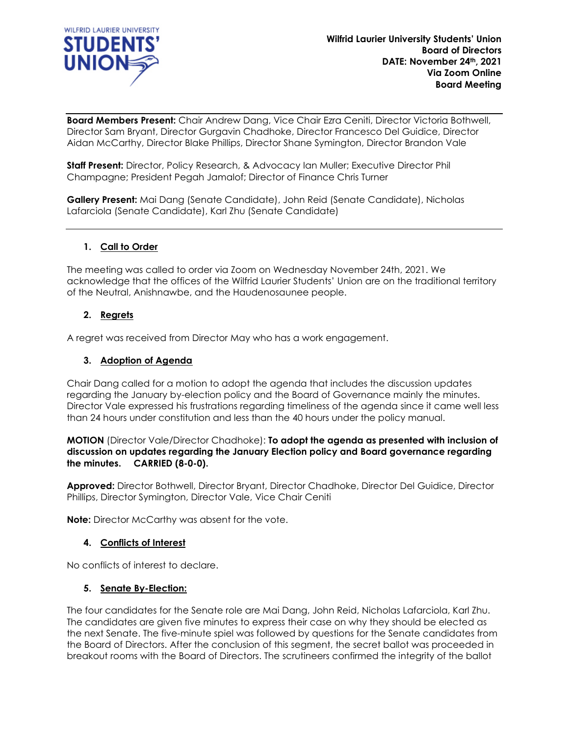**Wilfrid Laurier University Students' Union**
**Board of Directors**
**DATE: November 24th, 2021**
**Via Zoom Online**
**Board Meeting**

---

**Board Members Present:** Chair Andrew Dang, Vice Chair Ezra Ceniti, Director Victoria Bothwell, Director Sam Bryant, Director Gurgavin Chadhoke, Director Francesco Del Guidice, Director Aidan McCarthy, Director Blake Phillips, Director Shane Symington, Director Brandon Vale

**Staff Present:** Director, Policy Research, & Advocacy Ian Muller; Executive Director Phil Champagne; President Pegah Jamalof; Director of Finance Chris Turner

**Gallery Present:** Mai Dang (Senate Candidate), John Reid (Senate Candidate), Nicholas Lafarciola (Senate Candidate), Karl Zhu (Senate Candidate)

---

## 1. Call to Order

The meeting was called to order via Zoom on Wednesday November 24th, 2021. We acknowledge that the offices of the Wilfrid Laurier Students' Union are on the traditional territory of the Neutral, Anishnawbe, and the Haudenosaunee people.

## 2. Regrets

A regret was received from Director May who has a work engagement.

## 3. Adoption of Agenda

Chair Dang called for a motion to adopt the agenda that includes the discussion updates regarding the January by-election policy and the Board of Governance mainly the minutes. Director Vale expressed his frustrations regarding timeliness of the agenda since it came well less than 24 hours under constitution and less than the 40 hours under the policy manual.

**MOTION** (Director Vale/Director Chadhoke): **To adopt the agenda as presented with inclusion of discussion on updates regarding the January Election policy and Board governance regarding the minutes. CARRIED (8-0-0).**

**Approved:** Director Bothwell, Director Bryant, Director Chadhoke, Director Del Guidice, Director Phillips, Director Symington, Director Vale, Vice Chair Ceniti

**Note:** Director McCarthy was absent for the vote.

## 4. Conflicts of Interest

No conflicts of interest to declare.

## 5. Senate By-Election:

The four candidates for the Senate role are Mai Dang, John Reid, Nicholas Lafarciola, Karl Zhu. The candidates are given five minutes to express their case on why they should be elected as the next Senate. The five-minute spiel was followed by questions for the Senate candidates from the Board of Directors. After the conclusion of this segment, the secret ballot was proceeded in breakout rooms with the Board of Directors. The scrutineers confirmed the integrity of the ballot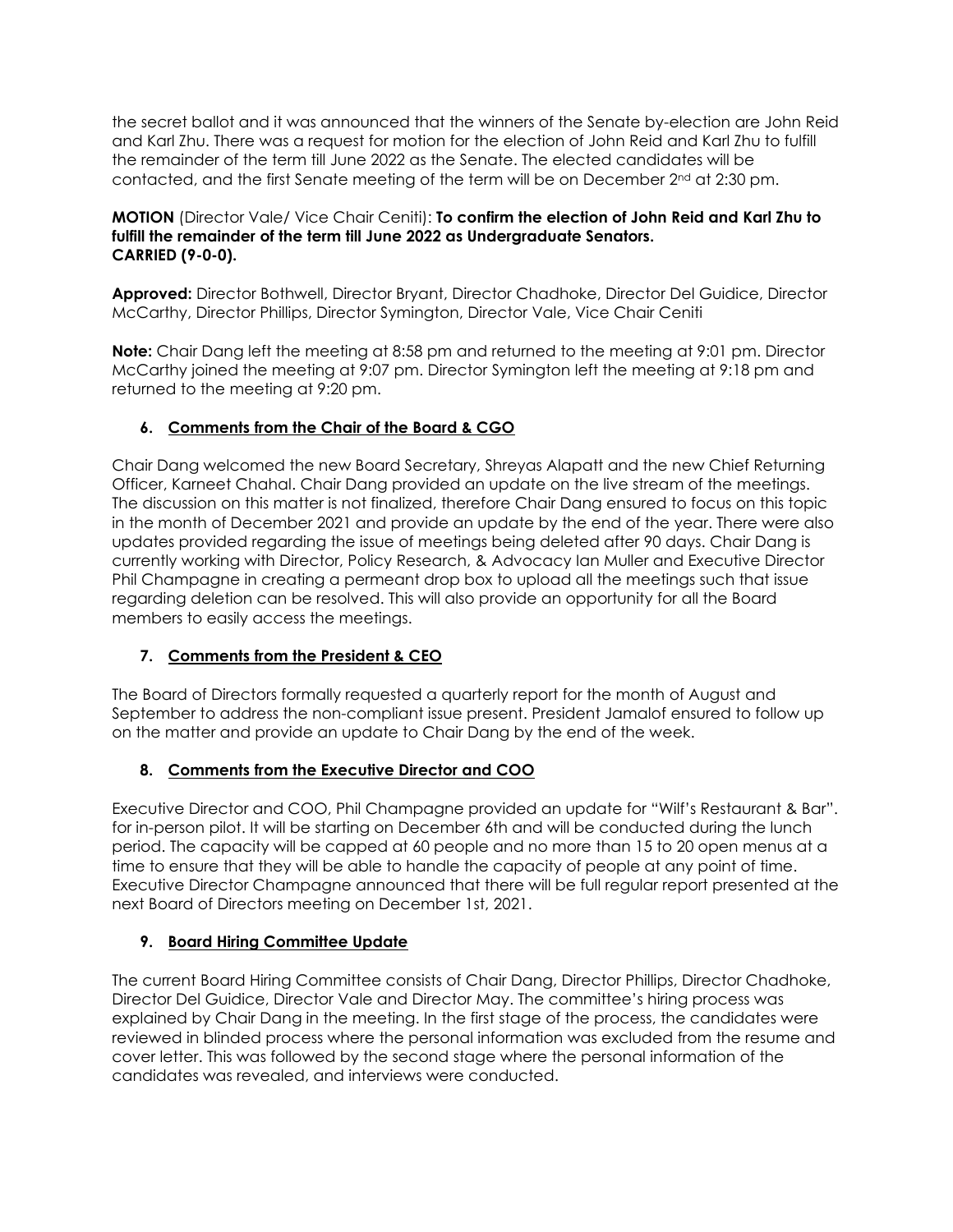the secret ballot and it was announced that the winners of the Senate by-election are John Reid and Karl Zhu. There was a request for motion for the election of John Reid and Karl Zhu to fulfill the remainder of the term till June 2022 as the Senate. The elected candidates will be contacted, and the first Senate meeting of the term will be on December 2nd at 2:30 pm.

**MOTION** (Director Vale/ Vice Chair Ceniti): **To confirm the election of John Reid and Karl Zhu to fulfill the remainder of the term till June 2022 as Undergraduate Senators.**
**CARRIED (9-0-0).**

**Approved:** Director Bothwell, Director Bryant, Director Chadhoke, Director Del Guidice, Director McCarthy, Director Phillips, Director Symington, Director Vale, Vice Chair Ceniti

**Note:** Chair Dang left the meeting at 8:58 pm and returned to the meeting at 9:01 pm. Director McCarthy joined the meeting at 9:07 pm. Director Symington left the meeting at 9:18 pm and returned to the meeting at 9:20 pm.

## 6. Comments from the Chair of the Board & CGO

Chair Dang welcomed the new Board Secretary, Shreyas Alapatt and the new Chief Returning Officer, Karneet Chahal. Chair Dang provided an update on the live stream of the meetings. The discussion on this matter is not finalized, therefore Chair Dang ensured to focus on this topic in the month of December 2021 and provide an update by the end of the year. There were also updates provided regarding the issue of meetings being deleted after 90 days. Chair Dang is currently working with Director, Policy Research, & Advocacy Ian Muller and Executive Director Phil Champagne in creating a permeant drop box to upload all the meetings such that issue regarding deletion can be resolved. This will also provide an opportunity for all the Board members to easily access the meetings.

## 7. Comments from the President & CEO

The Board of Directors formally requested a quarterly report for the month of August and September to address the non-compliant issue present. President Jamalof ensured to follow up on the matter and provide an update to Chair Dang by the end of the week.

## 8. Comments from the Executive Director and COO

Executive Director and COO, Phil Champagne provided an update for "Wilf's Restaurant & Bar". for in-person pilot. It will be starting on December 6th and will be conducted during the lunch period. The capacity will be capped at 60 people and no more than 15 to 20 open menus at a time to ensure that they will be able to handle the capacity of people at any point of time. Executive Director Champagne announced that there will be full regular report presented at the next Board of Directors meeting on December 1st, 2021.

## 9. Board Hiring Committee Update

The current Board Hiring Committee consists of Chair Dang, Director Phillips, Director Chadhoke, Director Del Guidice, Director Vale and Director May. The committee's hiring process was explained by Chair Dang in the meeting. In the first stage of the process, the candidates were reviewed in blinded process where the personal information was excluded from the resume and cover letter. This was followed by the second stage where the personal information of the candidates was revealed, and interviews were conducted.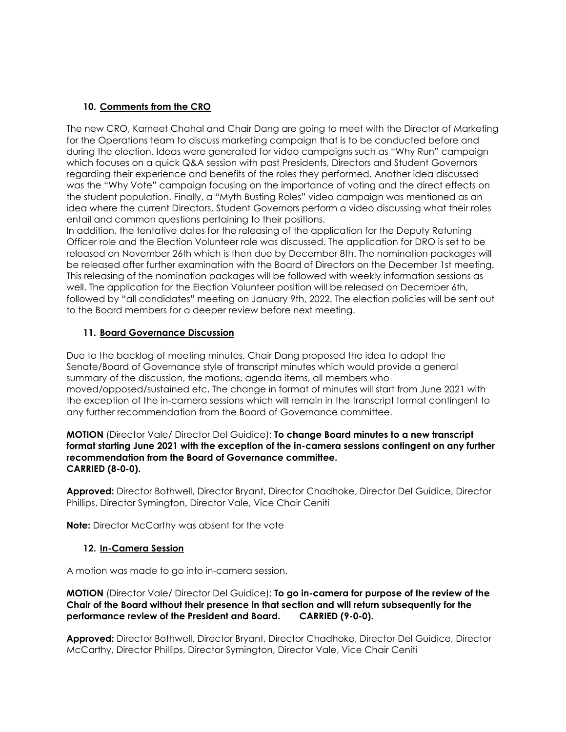## 10. Comments from the CRO

The new CRO, Karneet Chahal and Chair Dang are going to meet with the Director of Marketing for the Operations team to discuss marketing campaign that is to be conducted before and during the election. Ideas were generated for video campaigns such as "Why Run" campaign which focuses on a quick Q&A session with past Presidents, Directors and Student Governors regarding their experience and benefits of the roles they performed. Another idea discussed was the "Why Vote" campaign focusing on the importance of voting and the direct effects on the student population. Finally, a "Myth Busting Roles" video campaign was mentioned as an idea where the current Directors, Student Governors perform a video discussing what their roles entail and common questions pertaining to their positions.

In addition, the tentative dates for the releasing of the application for the Deputy Retuning Officer role and the Election Volunteer role was discussed. The application for DRO is set to be released on November 26th which is then due by December 8th. The nomination packages will be released after further examination with the Board of Directors on the December 1st meeting. This releasing of the nomination packages will be followed with weekly information sessions as well. The application for the Election Volunteer position will be released on December 6th, followed by "all candidates" meeting on January 9th, 2022. The election policies will be sent out to the Board members for a deeper review before next meeting.

## 11. Board Governance Discussion

Due to the backlog of meeting minutes, Chair Dang proposed the idea to adopt the Senate/Board of Governance style of transcript minutes which would provide a general summary of the discussion, the motions, agenda items, all members who moved/opposed/sustained etc. The change in format of minutes will start from June 2021 with the exception of the in-camera sessions which will remain in the transcript format contingent to any further recommendation from the Board of Governance committee.

**MOTION** (Director Vale/ Director Del Guidice): **To change Board minutes to a new transcript format starting June 2021 with the exception of the in-camera sessions contingent on any further recommendation from the Board of Governance committee.**
**CARRIED (8-0-0).**

**Approved:** Director Bothwell, Director Bryant, Director Chadhoke, Director Del Guidice, Director Phillips, Director Symington, Director Vale, Vice Chair Ceniti

**Note:** Director McCarthy was absent for the vote

## 12. In-Camera Session

A motion was made to go into in-camera session.

**MOTION** (Director Vale/ Director Del Guidice): **To go in-camera for purpose of the review of the Chair of the Board without their presence in that section and will return subsequently for the performance review of the President and Board. CARRIED (9-0-0).**

**Approved:** Director Bothwell, Director Bryant, Director Chadhoke, Director Del Guidice, Director McCarthy, Director Phillips, Director Symington, Director Vale, Vice Chair Ceniti